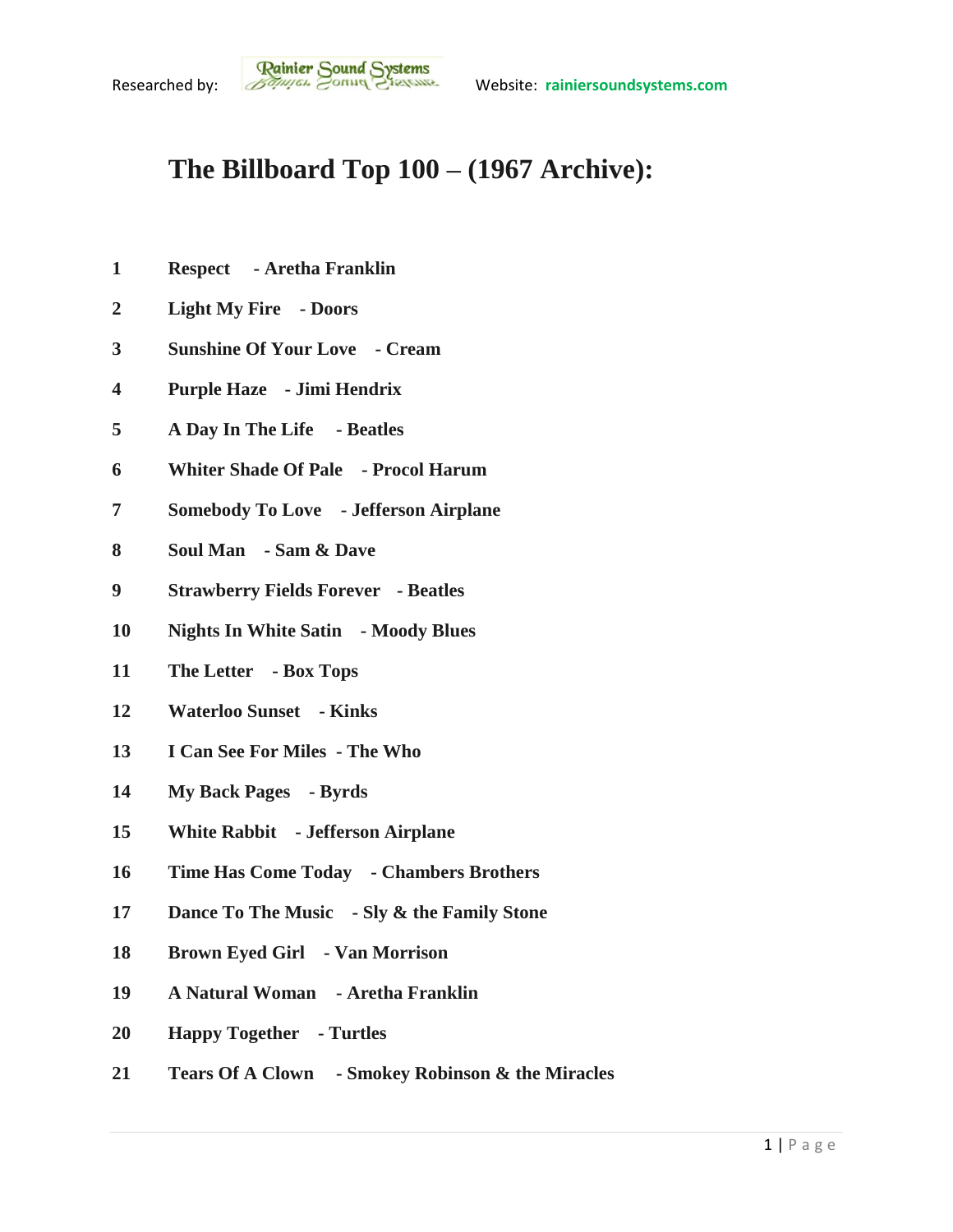Researched by: Rainier Sound Systems Website: rainiersoundsystems.com

# The Billboard Top 100 – (1967 Archive):

**1** **Respect - Aretha Franklin**

**2** **Light My Fire - Doors**

**3** **Sunshine Of Your Love - Cream**

**4** **Purple Haze - Jimi Hendrix**

**5** **A Day In The Life - Beatles**

**6** **Whiter Shade Of Pale - Procol Harum**

**7** **Somebody To Love - Jefferson Airplane**

**8** **Soul Man - Sam & Dave**

**9** **Strawberry Fields Forever - Beatles**

**10** **Nights In White Satin - Moody Blues**

**11** **The Letter - Box Tops**

**12** **Waterloo Sunset - Kinks**

**13** **I Can See For Miles - The Who**

**14** **My Back Pages - Byrds**

**15** **White Rabbit - Jefferson Airplane**

**16** **Time Has Come Today - Chambers Brothers**

**17** **Dance To The Music - Sly & the Family Stone**

**18** **Brown Eyed Girl - Van Morrison**

**19** **A Natural Woman - Aretha Franklin**

**20** **Happy Together - Turtles**

**21** **Tears Of A Clown - Smokey Robinson & the Miracles**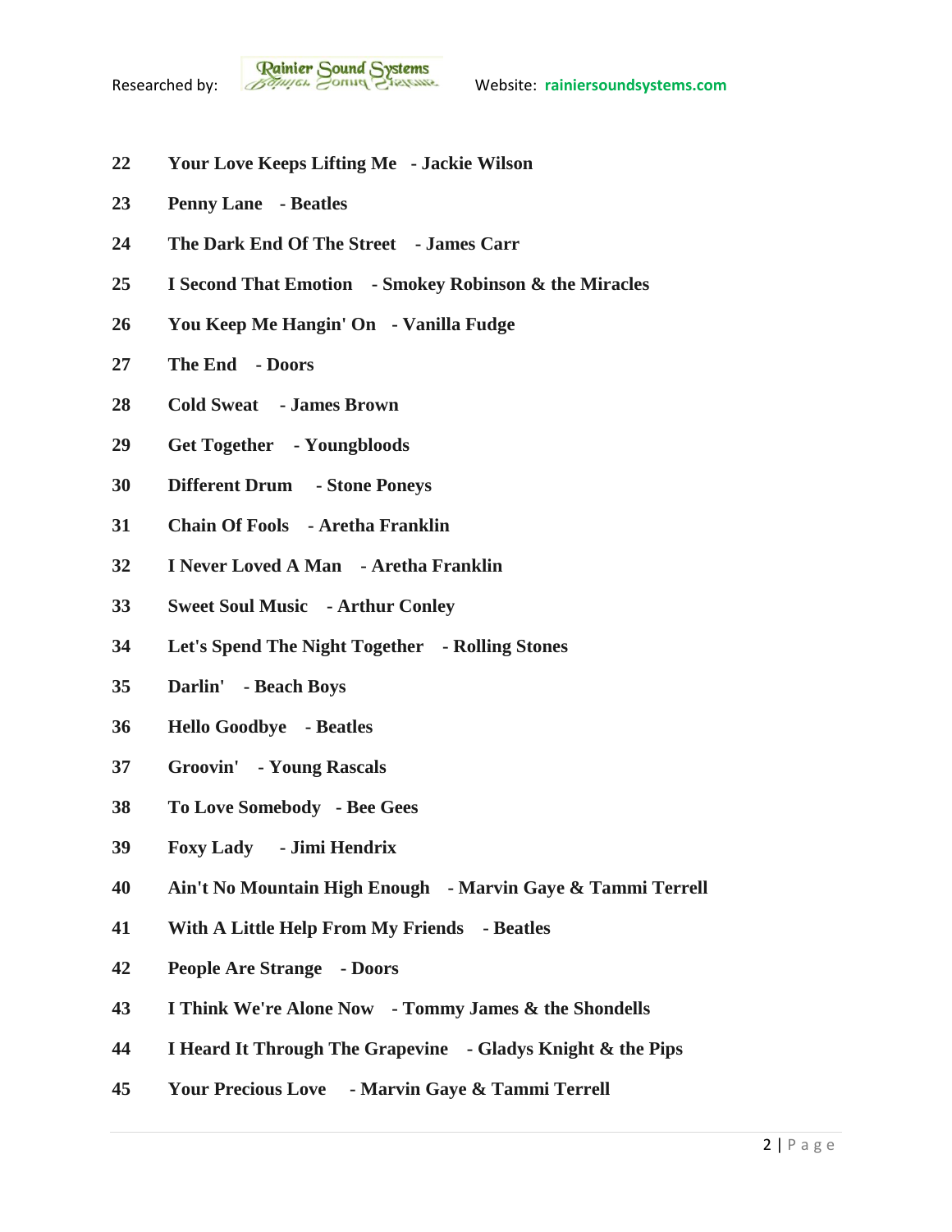22 **Your Love Keeps Lifting Me - Jackie Wilson**

23 **Penny Lane - Beatles**

24 **The Dark End Of The Street - James Carr**

25 **I Second That Emotion - Smokey Robinson & the Miracles**

26 **You Keep Me Hangin' On - Vanilla Fudge**

27 **The End - Doors**

28 **Cold Sweat - James Brown**

29 **Get Together - Youngbloods**

30 **Different Drum - Stone Poneys**

31 **Chain Of Fools - Aretha Franklin**

32 **I Never Loved A Man - Aretha Franklin**

33 **Sweet Soul Music - Arthur Conley**

34 **Let's Spend The Night Together - Rolling Stones**

35 **Darlin' - Beach Boys**

36 **Hello Goodbye - Beatles**

37 **Groovin' - Young Rascals**

38 **To Love Somebody - Bee Gees**

39 **Foxy Lady - Jimi Hendrix**

40 **Ain't No Mountain High Enough - Marvin Gaye & Tammi Terrell**

41 **With A Little Help From My Friends - Beatles**

42 **People Are Strange - Doors**

43 **I Think We're Alone Now - Tommy James & the Shondells**

44 **I Heard It Through The Grapevine - Gladys Knight & the Pips**

45 **Your Precious Love - Marvin Gaye & Tammi Terrell**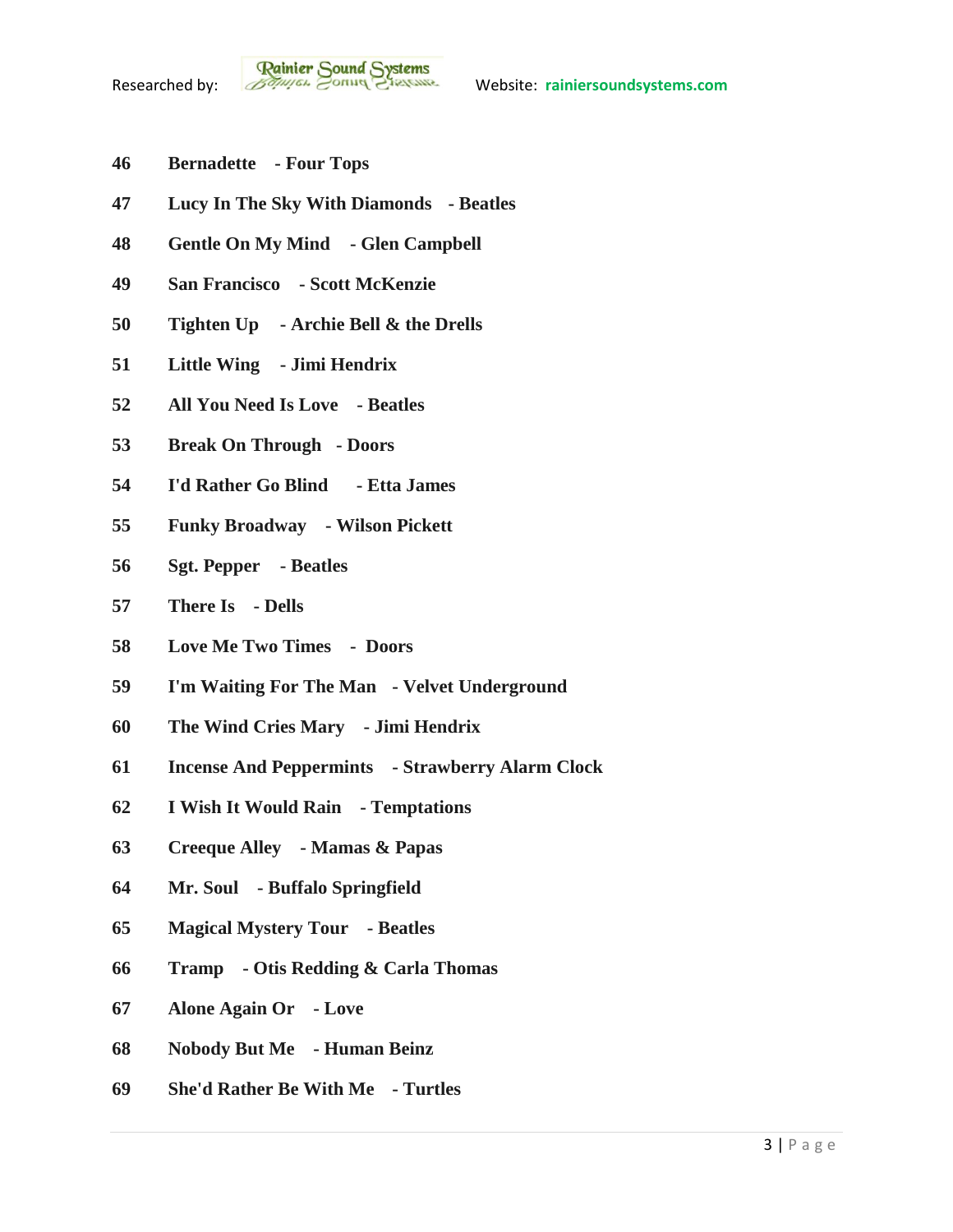**46 Bernadette - Four Tops**

**47 Lucy In The Sky With Diamonds - Beatles**

**48 Gentle On My Mind - Glen Campbell**

**49 San Francisco - Scott McKenzie**

**50 Tighten Up - Archie Bell & the Drells**

**51 Little Wing - Jimi Hendrix**

**52 All You Need Is Love - Beatles**

**53 Break On Through - Doors**

**54 I'd Rather Go Blind - Etta James**

**55 Funky Broadway - Wilson Pickett**

**56 Sgt. Pepper - Beatles**

**57 There Is - Dells**

**58 Love Me Two Times - Doors**

**59 I'm Waiting For The Man - Velvet Underground**

**60 The Wind Cries Mary - Jimi Hendrix**

**61 Incense And Peppermints - Strawberry Alarm Clock**

**62 I Wish It Would Rain - Temptations**

**63 Creeque Alley - Mamas & Papas**

**64 Mr. Soul - Buffalo Springfield**

**65 Magical Mystery Tour - Beatles**

**66 Tramp - Otis Redding & Carla Thomas**

**67 Alone Again Or - Love**

**68 Nobody But Me - Human Beinz**

**69 She'd Rather Be With Me - Turtles**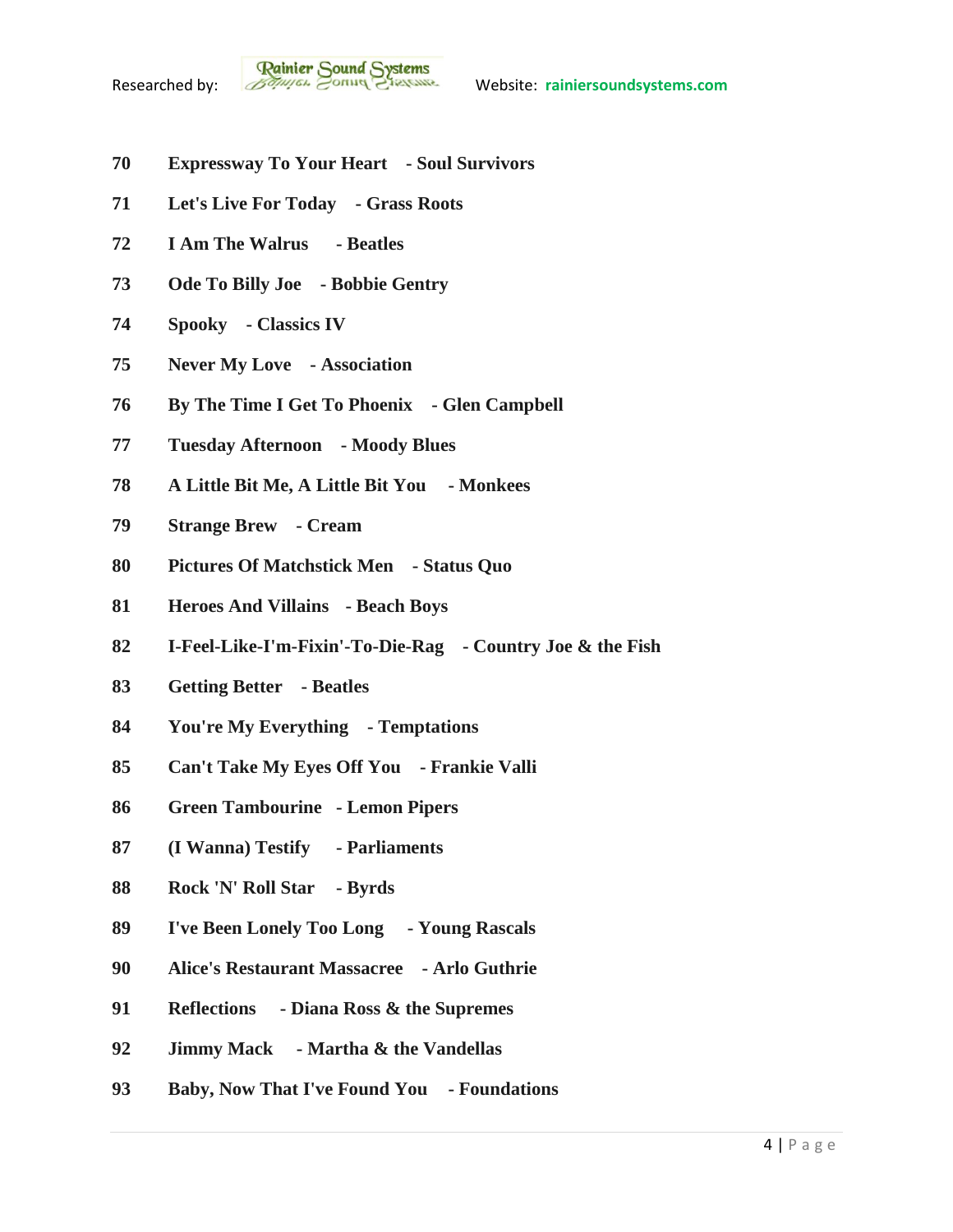**70 Expressway To Your Heart - Soul Survivors**

**71 Let's Live For Today - Grass Roots**

**72 I Am The Walrus - Beatles**

**73 Ode To Billy Joe - Bobbie Gentry**

**74 Spooky - Classics IV**

**75 Never My Love - Association**

**76 By The Time I Get To Phoenix - Glen Campbell**

**77 Tuesday Afternoon - Moody Blues**

**78 A Little Bit Me, A Little Bit You - Monkees**

**79 Strange Brew - Cream**

**80 Pictures Of Matchstick Men - Status Quo**

**81 Heroes And Villains - Beach Boys**

**82 I-Feel-Like-I'm-Fixin'-To-Die-Rag - Country Joe & the Fish**

**83 Getting Better - Beatles**

**84 You're My Everything - Temptations**

**85 Can't Take My Eyes Off You - Frankie Valli**

**86 Green Tambourine - Lemon Pipers**

**87 (I Wanna) Testify - Parliaments**

**88 Rock 'N' Roll Star - Byrds**

**89 I've Been Lonely Too Long - Young Rascals**

**90 Alice's Restaurant Massacree - Arlo Guthrie**

**91 Reflections - Diana Ross & the Supremes**

**92 Jimmy Mack - Martha & the Vandellas**

**93 Baby, Now That I've Found You - Foundations**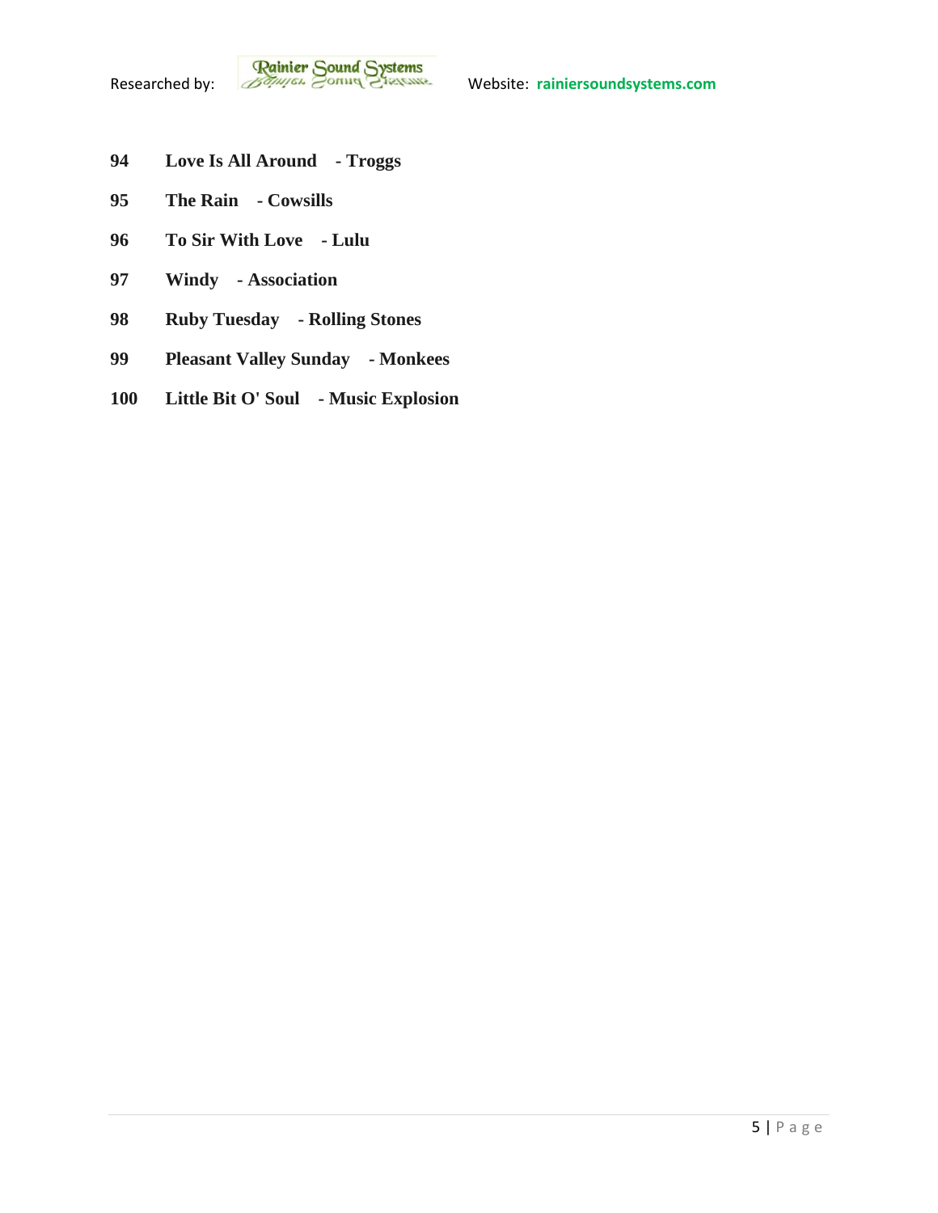**94 Love Is All Around - Troggs**

**95 The Rain - Cowsills**

**96 To Sir With Love - Lulu**

**97 Windy - Association**

**98 Ruby Tuesday - Rolling Stones**

**99 Pleasant Valley Sunday - Monkees**

**100 Little Bit O' Soul - Music Explosion**